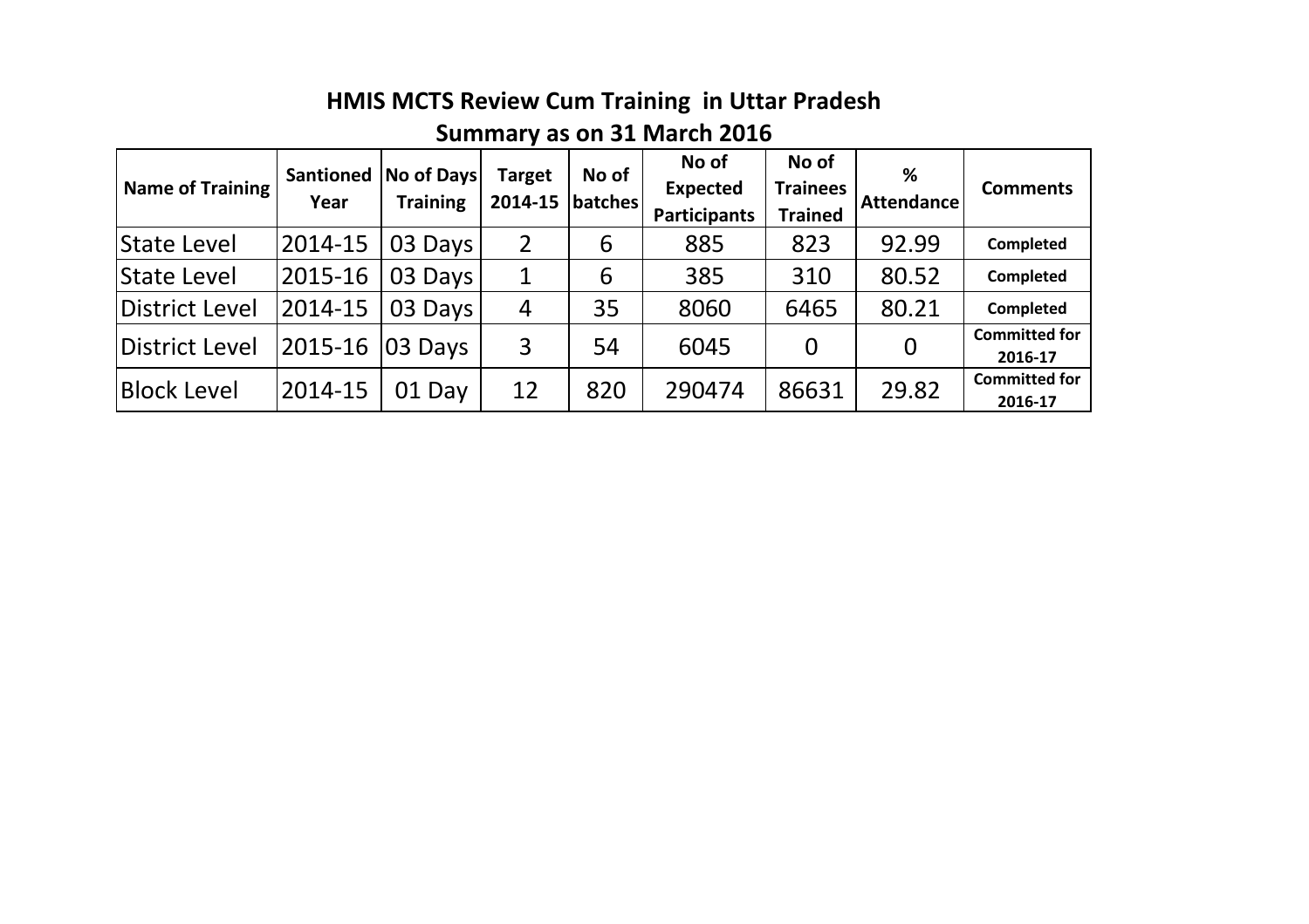# HMIS MCTS Review Cum Training in Uttar Pradesh

## Summary as on 31 March 2016

| Name of Training | Santioned Year | No of Days Training | Target 2014-15 | No of batches | No of Expected Participants | No of Trainees Trained | % Attendance | Comments |
|---|---|---|---|---|---|---|---|---|
| State Level | 2014-15 | 03 Days | 2 | 6 | 885 | 823 | 92.99 | Completed |
| State Level | 2015-16 | 03 Days | 1 | 6 | 385 | 310 | 80.52 | Completed |
| District Level | 2014-15 | 03 Days | 4 | 35 | 8060 | 6465 | 80.21 | Completed |
| District Level | 2015-16 | 03 Days | 3 | 54 | 6045 | 0 | 0 | Committed for 2016-17 |
| Block Level | 2014-15 | 01 Day | 12 | 820 | 290474 | 86631 | 29.82 | Committed for 2016-17 |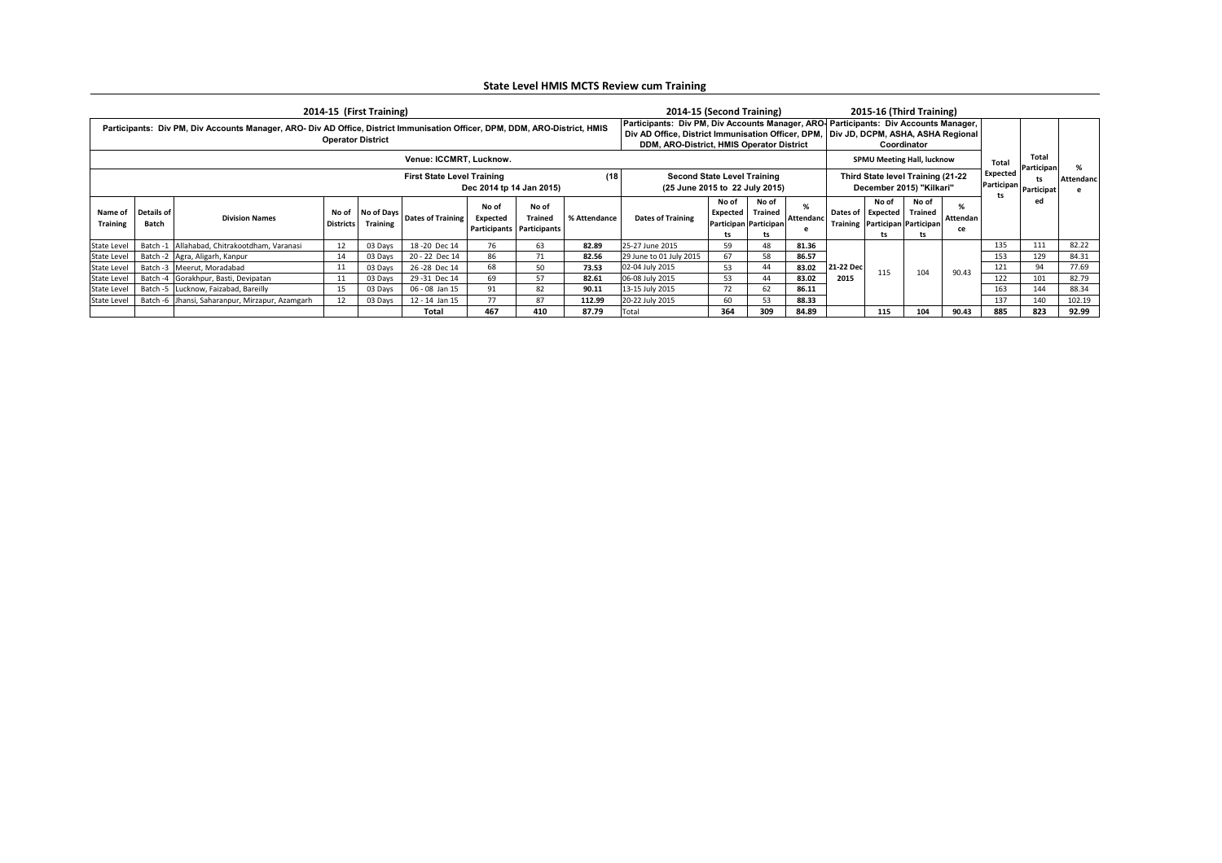## State Level HMIS MCTS Review cum Training

| 2014-15 (First Training) | | | | | | | | | 2014-15 (Second Training) | | | | 2015-16 (Third Training) | | | | | | |
|---|---|---|---|---|---|---|---|---|---|---|---|---|---|---|---|---|---|---|---|
| Participants: Div PM, Div Accounts Manager, ARO- Div AD Office, District Immunisation Officer, DPM, DDM, ARO-District, HMIS Operator District | | | | | | | | | Participants: Div PM, Div Accounts Manager, ARO- Div AD Office, District Immunisation Officer, DPM, DDM, ARO-District, HMIS Operator District | | | | Participants: Div Accounts Manager, Div JD, DCPM, ASHA, ASHA Regional Coordinator | | | | | | |
| Venue: ICCMRT, Lucknow. | | | | | | | | | | | | | SPMU Meeting Hall, lucknow | | | | Total Expected Participants | Total Participants Participated | % Attendance |
| First State Level Training (18 Dec 2014 tp 14 Jan 2015) | | | | | | | | | Second State Level Training (25 June 2015 to 22 July 2015) | | | | Third State level Training (21-22 December 2015) "Kilkari" | | | | | | |
| Name of Training | Details of Batch | Division Names | No of Districts | No of Days Training | Dates of Training | No of Expected Participants | No of Trained Participants | % Attendance | Dates of Training | No of Expected Participants | No of Trained Participants | % Attendance | Dates of Training | No of Expected Participants | No of Trained Participants | % Attendance | | | |
| State Level | Batch -1 | Allahabad, Chitrakootdham, Varanasi | 12 | 03 Days | 18 -20 Dec 14 | 76 | 63 | 82.89 | 25-27 June 2015 | 59 | 48 | 81.36 | 21-22 Dec 2015 | 115 | 104 | 90.43 | 135 | 111 | 82.22 |
| State Level | Batch -2 | Agra, Aligarh, Kanpur | 14 | 03 Days | 20 - 22 Dec 14 | 86 | 71 | 82.56 | 29 June to 01 July 2015 | 67 | 58 | 86.57 | | | | | 153 | 129 | 84.31 |
| State Level | Batch -3 | Meerut, Moradabad | 11 | 03 Days | 26 -28 Dec 14 | 68 | 50 | 73.53 | 02-04 July 2015 | 53 | 44 | 83.02 | | | | | 121 | 94 | 77.69 |
| State Level | Batch -4 | Gorakhpur, Basti, Devipatan | 11 | 03 Days | 29 -31 Dec 14 | 69 | 57 | 82.61 | 06-08 July 2015 | 53 | 44 | 83.02 | | | | | 122 | 101 | 82.79 |
| State Level | Batch -5 | Lucknow, Faizabad, Bareilly | 15 | 03 Days | 06 - 08 Jan 15 | 91 | 82 | 90.11 | 13-15 July 2015 | 72 | 62 | 86.11 | | | | | 163 | 144 | 88.34 |
| State Level | Batch -6 | Jhansi, Saharanpur, Mirzapur, Azamgarh | 12 | 03 Days | 12 - 14 Jan 15 | 77 | 87 | 112.99 | 20-22 July 2015 | 60 | 53 | 88.33 | | | | | 137 | 140 | 102.19 |
| | | | | | Total | 467 | 410 | 87.79 | Total | 364 | 309 | 84.89 | | 115 | 104 | 90.43 | 885 | 823 | 92.99 |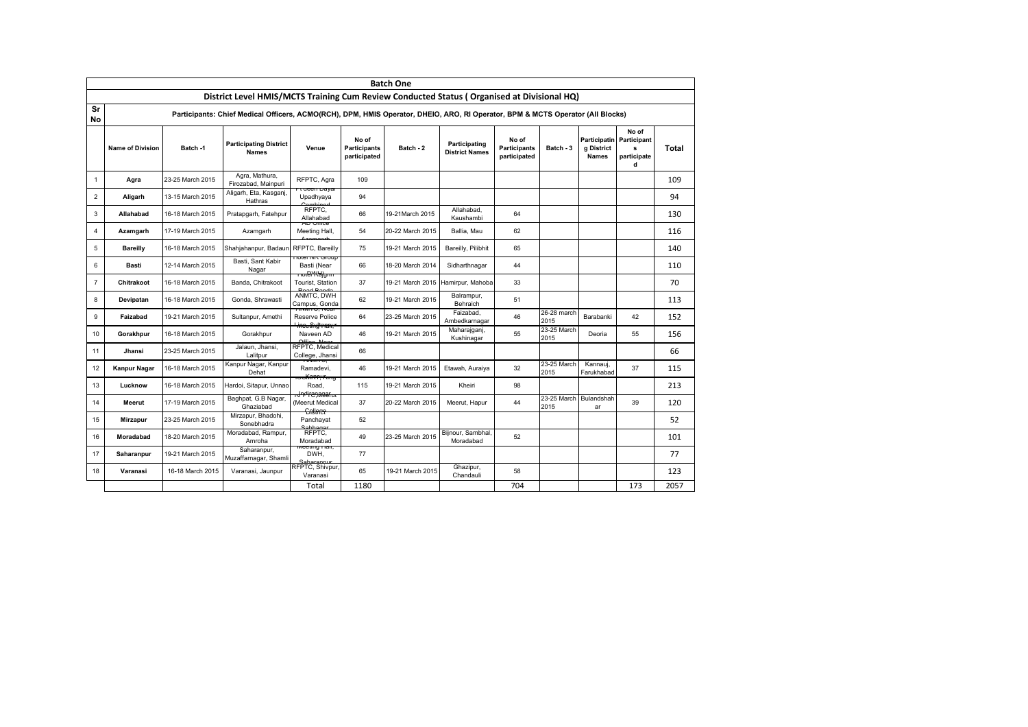## Batch One

### District Level HMIS/MCTS Training Cum Review Conducted Status ( Organised at Divisional HQ)

| Sr No | Participants: Chief Medical Officers, ACMO(RCH), DPM, HMIS Operator, DHEIO, ARO, RI Operator, BPM & MCTS Operator (All Blocks) | | | | | | | | | | | |
|---|---|---|---|---|---|---|---|---|---|---|---|---|
| | **Name of Division** | **Batch -1** | **Participating District Names** | **Venue** | **No of Participants participated** | **Batch - 2** | **Participating District Names** | **No of Participants participated** | **Batch - 3** | **Participating District Names** | **No of Participants participated** | **Total** |
| 1 | **Agra** | 23-25 March 2015 | Agra, Mathura, Firozabad, Mainpuri | RFPTC, Agra | 109 | | | | | | | 109 |
| 2 | **Aligarh** | 13-15 March 2015 | Aligarh, Eta, Kasganj, Hathras | Pt Deen Dayal Upadhyaya Combined | 94 | | | | | | | 94 |
| 3 | **Allahabad** | 16-18 March 2015 | Pratapgarh, Fatehpur | RFPTC, Allahabad | 66 | 19-21March 2015 | Allahabad, Kaushambi | 64 | | | | 130 |
| 4 | **Azamgarh** | 17-19 March 2015 | Azamgarh | AD Office Meeting Hall, Azamgarh | 54 | 20-22 March 2015 | Ballia, Mau | 62 | | | | 116 |
| 5 | **Bareilly** | 16-18 March 2015 | Shahjahanpur, Badaun | RFPTC, Bareilly | 75 | 19-21 March 2015 | Bareilly, Pilibhit | 65 | | | | 140 |
| 6 | **Basti** | 12-14 March 2015 | Basti, Sant Kabir Nagar | Hotel NK Group Basti (Near DWH) | 66 | 18-20 March 2014 | Sidharthnagar | 44 | | | | 110 |
| 7 | **Chitrakoot** | 16-18 March 2015 | Banda, Chitrakoot | Hotel Rajgiri Tourist, Station Road Banda | 37 | 19-21 March 2015 | Hamirpur, Mahoba | 33 | | | | 70 |
| 8 | **Devipatan** | 16-18 March 2015 | Gonda, Shrawasti | ANMTC, DWH Campus, Gonda | 62 | 19-21 March 2015 | Balrampur, Behraich | 51 | | | | 113 |
| 9 | **Faizabad** | 19-21 March 2015 | Sultanpur, Amethi | ANMTC, Near Reserve Police Line, Sultanpur | 64 | 23-25 March 2015 | Faizabad, Ambedkarnagar | 46 | 26-28 march 2015 | Barabanki | 42 | 152 |
| 10 | **Gorakhpur** | 16-18 March 2015 | Gorakhpur | Naveen AD Office, Near | 46 | 19-21 March 2015 | Maharajganj, Kushinagar | 55 | 23-25 March 2015 | Deoria | 55 | 156 |
| 11 | **Jhansi** | 23-25 March 2015 | Jalaun, Jhansi, Lalitpur | RFPTC, Medical College, Jhansi | 66 | | | | | | | 66 |
| 12 | **Kanpur Nagar** | 16-18 March 2015 | Kanpur Nagar, Kanpur Dehat | ANMTC, Ramadevi, Kanpur | 46 | 19-21 March 2015 | Etawah, Auraiya | 32 | 23-25 March 2015 | Kannauj, Farukhabad | 37 | 115 |
| 13 | **Lucknow** | 16-18 March 2015 | Hardoi, Sitapur, Unnao | SCMT, Ring Road, Indiranagar | 115 | 19-21 March 2015 | Kheiri | 98 | | | | 213 |
| 14 | **Meerut** | 17-19 March 2015 | Baghpat, G.B Nagar, Ghaziabad | RFPTC, Meerut (Meerut Medical College) | 37 | 20-22 March 2015 | Meerut, Hapur | 44 | 23-25 March 2015 | Bulandshahar | 39 | 120 |
| 15 | **Mirzapur** | 23-25 March 2015 | Mirzapur, Bhadohi, Sonebhadra | District Panchayat Sabhagar | 52 | | | | | | | 52 |
| 16 | **Moradabad** | 18-20 March 2015 | Moradabad, Rampur, Amroha | RFPTC, Moradabad | 49 | 23-25 March 2015 | Bijnour, Sambhal, Moradabad | 52 | | | | 101 |
| 17 | **Saharanpur** | 19-21 March 2015 | Saharanpur, Muzaffarnagar, Shamli | Meeting Hall, DWH, Saharanpur | 77 | | | | | | | 77 |
| 18 | **Varanasi** | 16-18 March 2015 | Varanasi, Jaunpur | RFPTC, Shivpur, Varanasi | 65 | 19-21 March 2015 | Ghazipur, Chandauli | 58 | | | | 123 |
| | | | | Total | 1180 | | | 704 | | | 173 | 2057 |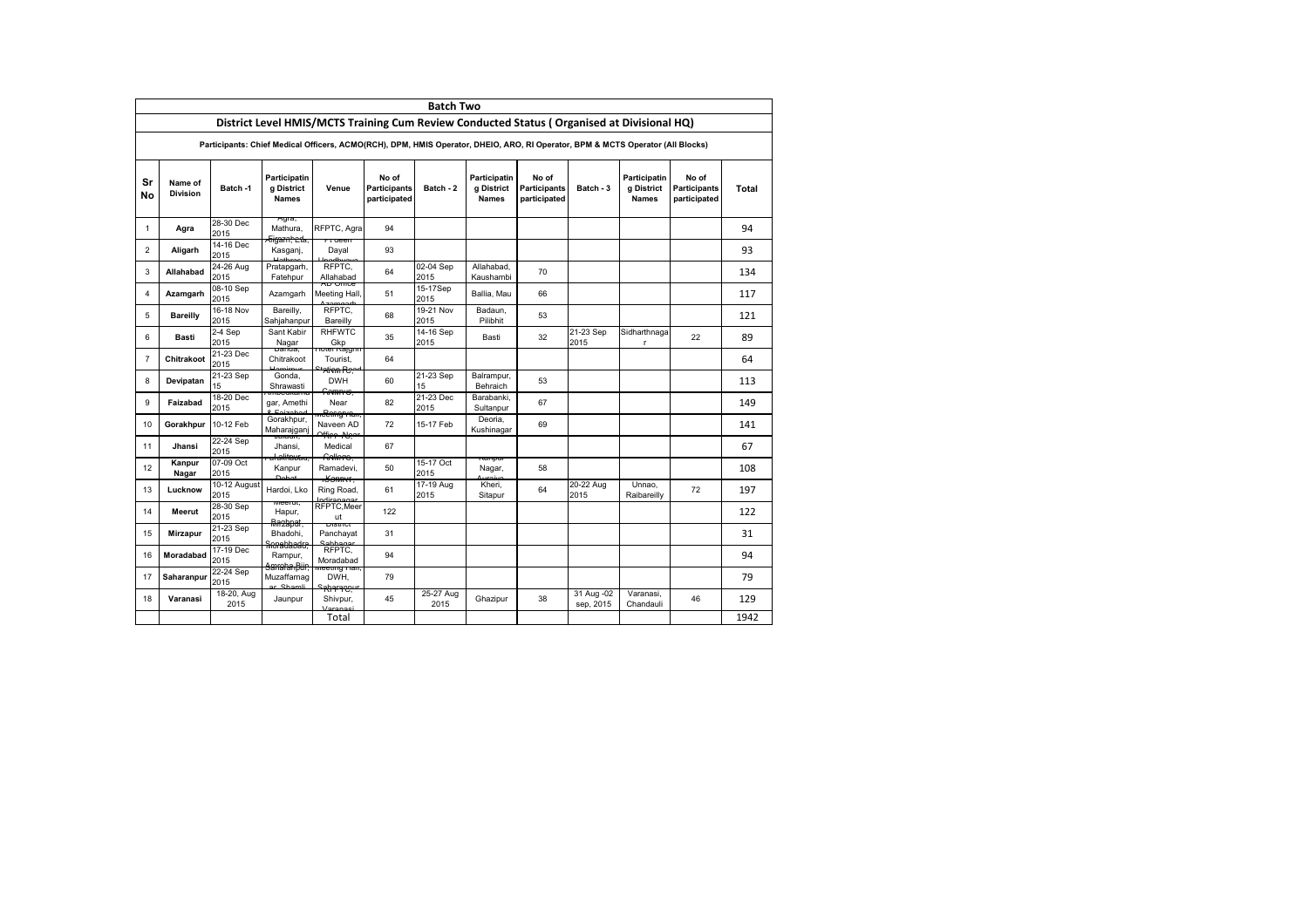## Batch Two

### District Level HMIS/MCTS Training Cum Review Conducted Status ( Organised at Divisional HQ)

**Participants: Chief Medical Officers, ACMO(RCH), DPM, HMIS Operator, DHEIO, ARO, RI Operator, BPM & MCTS Operator (All Blocks)**

| Sr No | Name of Division | Batch -1 | Participating District Names | Venue | No of Participants participated | Batch - 2 | Participating District Names | No of Participants participated | Batch - 3 | Participating District Names | No of Participants participated | Total |
|---|---|---|---|---|---|---|---|---|---|---|---|---|
| 1 | Agra | 28-30 Dec 2015 | Agra, Mathura, Firozabad | RFPTC, Agra | 94 | | | | | | | 94 |
| 2 | Aligarh | 14-16 Dec 2015 | Aligarh, Etah, Kasganj, Hathras | Pt deen Dayal Upadhyaya | 93 | | | | | | | 93 |
| 3 | Allahabad | 24-26 Aug 2015 | Pratapgarh, Fatehpur | RFPTC, Allahabad | 64 | 02-04 Sep 2015 | Allahabad, Kaushambi | 70 | | | | 134 |
| 4 | Azamgarh | 08-10 Sep 2015 | Azamgarh | AD Office Meeting Hall, Azamgarh | 51 | 15-17Sep 2015 | Ballia, Mau | 66 | | | | 117 |
| 5 | Bareilly | 16-18 Nov 2015 | Bareilly, Sahjahanpur | RFPTC, Bareilly | 68 | 19-21 Nov 2015 | Badaun, Pilibhit | 53 | | | | 121 |
| 6 | Basti | 2-4 Sep 2015 | Sant Kabir Nagar | RHFWTC Gkp | 35 | 14-16 Sep 2015 | Basti | 32 | 21-23 Sep 2015 | Sidharthnagar | 22 | 89 |
| 7 | Chitrakoot | 21-23 Dec 2015 | Banda, Chitrakoot Hamirpur | Hotel Rajghri Tourist, Station Road | 64 | | | | | | | 64 |
| 8 | Devipatan | 21-23 Sep 15 | Gonda, Shrawasti | ANMTC, DWH | 60 | 21-23 Sep 15 | Balrampur, Behraich | 53 | | | | 113 |
| 9 | Faizabad | 18-20 Dec 2015 | Ambedkarnagar, Amethi & Faizabad | ANMTC, Near Company... | 82 | 21-23 Dec 2015 | Barabanki, Sultanpur | 67 | | | | 149 |
| 10 | Gorakhpur | 10-12 Feb | Gorakhpur, Maharajganj | Basement, Naveen AD Office, Near | 72 | 15-17 Feb | Deoria, Kushinagar | 69 | | | | 141 |
| 11 | Jhansi | 22-24 Sep 2015 | Jalaun, Jhansi, Lalitpur | NPPTC, Medical College | 67 | | | | | | | 67 |
| 12 | Kanpur Nagar | 07-09 Oct 2015 | Farrukhabad, Kanpur Dehat | ANMTC, Ramadevi, Kanpur | 50 | 15-17 Oct 2015 | Kanpur Nagar, Auraiya | 58 | | | | 108 |
| 13 | Lucknow | 10-12 August 2015 | Hardoi, Lko | Ring Road, Indiranagar | 61 | 17-19 Aug 2015 | Kheri, Sitapur | 64 | 20-22 Aug 2015 | Unnao, Raibareilly | 72 | 197 |
| 14 | Meerut | 28-30 Sep 2015 | Meerut, Hapur, Baghpat | RFPTC,Meerut | 122 | | | | | | | 122 |
| 15 | Mirzapur | 21-23 Sep 2015 | Mirzapur, Bhadohi, Sonebhadra | District Panchayat Sabhagar | 31 | | | | | | | 31 |
| 16 | Moradabad | 17-19 Dec 2015 | Moradabad, Rampur, Amroha Bijnor | RFPTC, Moradabad | 94 | | | | | | | 94 |
| 17 | Saharanpur | 22-24 Sep 2015 | Saharanpur, Muzaffarnagar, Shamli | Meeting Hall, DWH, Saharanpur | 79 | | | | | | | 79 |
| 18 | Varanasi | 18-20, Aug 2015 | Jaunpur | NPPTC, Shivpur, Varanasi | 45 | 25-27 Aug 2015 | Ghazipur | 38 | 31 Aug -02 sep, 2015 | Varanasi, Chandauli | 46 | 129 |
| | | | | Total | | | | | | | | 1942 |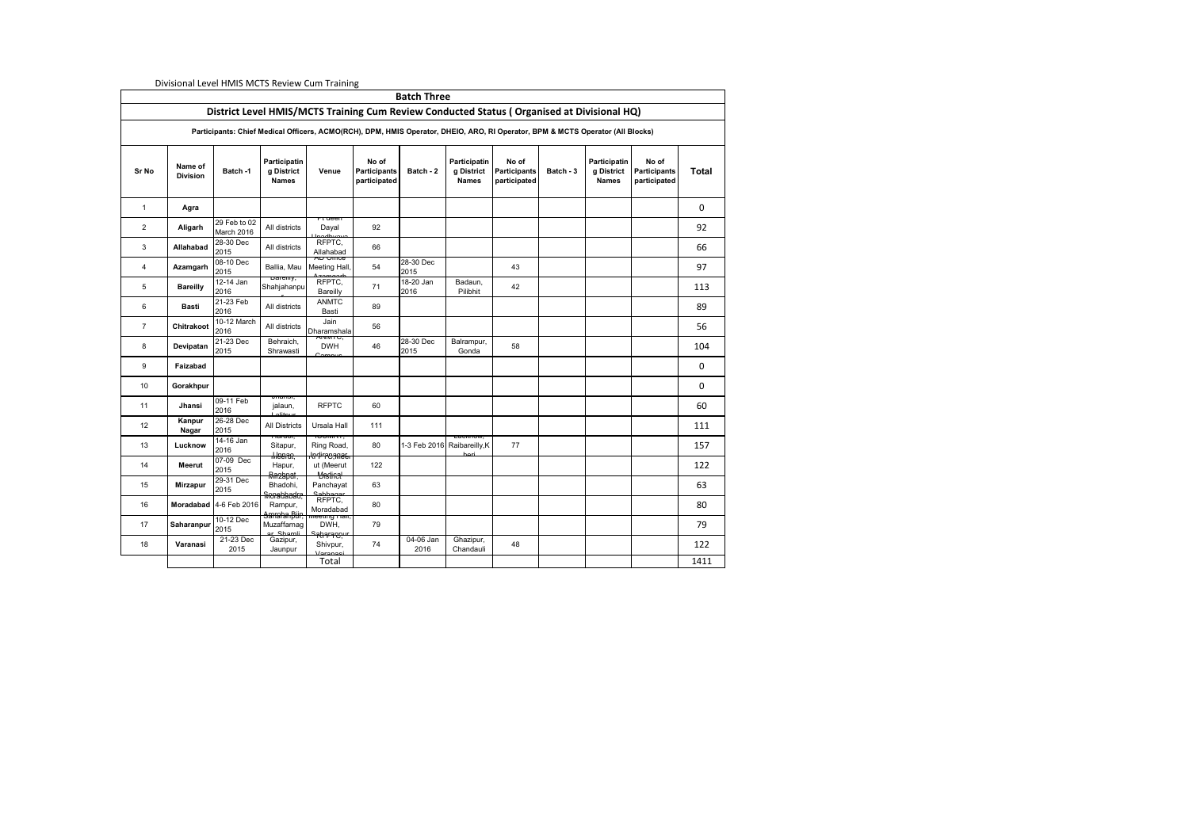Divisional Level HMIS MCTS Review Cum Training

| Batch Three | | | | | | | | | | | | |
|---|---|---|---|---|---|---|---|---|---|---|---|---|
| **District Level HMIS/MCTS Training Cum Review Conducted Status ( Organised at Divisional HQ)** | | | | | | | | | | | | |
| **Participants: Chief Medical Officers, ACMO(RCH), DPM, HMIS Operator, DHEIO, ARO, RI Operator, BPM & MCTS Operator (All Blocks)** | | | | | | | | | | | | |
| **Sr No** | **Name of Division** | **Batch -1** | **Participating District Names** | **Venue** | **No of Participants participated** | **Batch - 2** | **Participating District Names** | **No of Participants participated** | **Batch - 3** | **Participating District Names** | **No of Participants participated** | **Total** |
| 1 | **Agra** | | | | | | | | | | | 0 |
| 2 | **Aligarh** | 29 Feb to 02 March 2016 | All districts | Pt deen Dayal Upadhyaya | 92 | | | | | | | 92 |
| 3 | **Allahabad** | 28-30 Dec 2015 | All districts | RFPTC, Allahabad | 66 | | | | | | | 66 |
| 4 | **Azamgarh** | 08-10 Dec 2015 | Ballia, Mau | AD Office Meeting Hall, Azamgarh | 54 | 28-30 Dec 2015 | | 43 | | | | 97 |
| 5 | **Bareilly** | 12-14 Jan 2016 | Bareilly, Shahjahanpur | RFPTC, Bareilly | 71 | 18-20 Jan 2016 | Badaun, Pilibhit | 42 | | | | 113 |
| 6 | **Basti** | 21-23 Feb 2016 | All districts | ANMTC Basti | 89 | | | | | | | 89 |
| 7 | **Chitrakoot** | 10-12 March 2016 | All districts | Jain Dharamshala | 56 | | | | | | | 56 |
| 8 | **Devipatan** | 21-23 Dec 2015 | Behraich, Shrawasti | ANMTC, DWH Campus | 46 | 28-30 Dec 2015 | Balrampur, Gonda | 58 | | | | 104 |
| 9 | **Faizabad** | | | | | | | | | | | 0 |
| 10 | **Gorakhpur** | | | | | | | | | | | 0 |
| 11 | **Jhansi** | 09-11 Feb 2016 | Jhansi, jalaun, Lalitpur | RFPTC | 60 | | | | | | | 60 |
| 12 | **Kanpur Nagar** | 26-28 Dec 2015 | All Districts | Ursala Hall | 111 | | | | | | | 111 |
| 13 | **Lucknow** | 14-16 Jan 2016 | Hardoi, Sitapur, Unnao | ISCMRT, Ring Road, Indiranagar | 80 | 1-3 Feb 2016 | Lucknow, Raibareilly,Kheri | 77 | | | | 157 |
| 14 | **Meerut** | 07-09 Dec 2015 | Meerut, Hapur, Baghpat | RFPTC, Meerut (Meerut Medical | 122 | | | | | | | 122 |
| 15 | **Mirzapur** | 29-31 Dec 2015 | Mirzapur, Bhadohi, Sonbhadra | Panchayat Sabhagar | 63 | | | | | | | 63 |
| 16 | **Moradabad** | 4-6 Feb 2016 | Moradabad, Rampur, Amroha,Bijn | RFPTC, Moradabad | 80 | | | | | | | 80 |
| 17 | **Saharanpur** | 10-12 Dec 2015 | Saharanpur, Muzaffarnagar, Shamli | Meeting Hall, DWH, Saharanpur | 79 | | | | | | | 79 |
| 18 | **Varanasi** | 21-23 Dec 2015 | Gazipur, Jaunpur | RFPTC, Shivpur, Varanasi | 74 | 04-06 Jan 2016 | Ghazipur, Chandauli | 48 | | | | 122 |
| | | | | Total | | | | | | | | 1411 |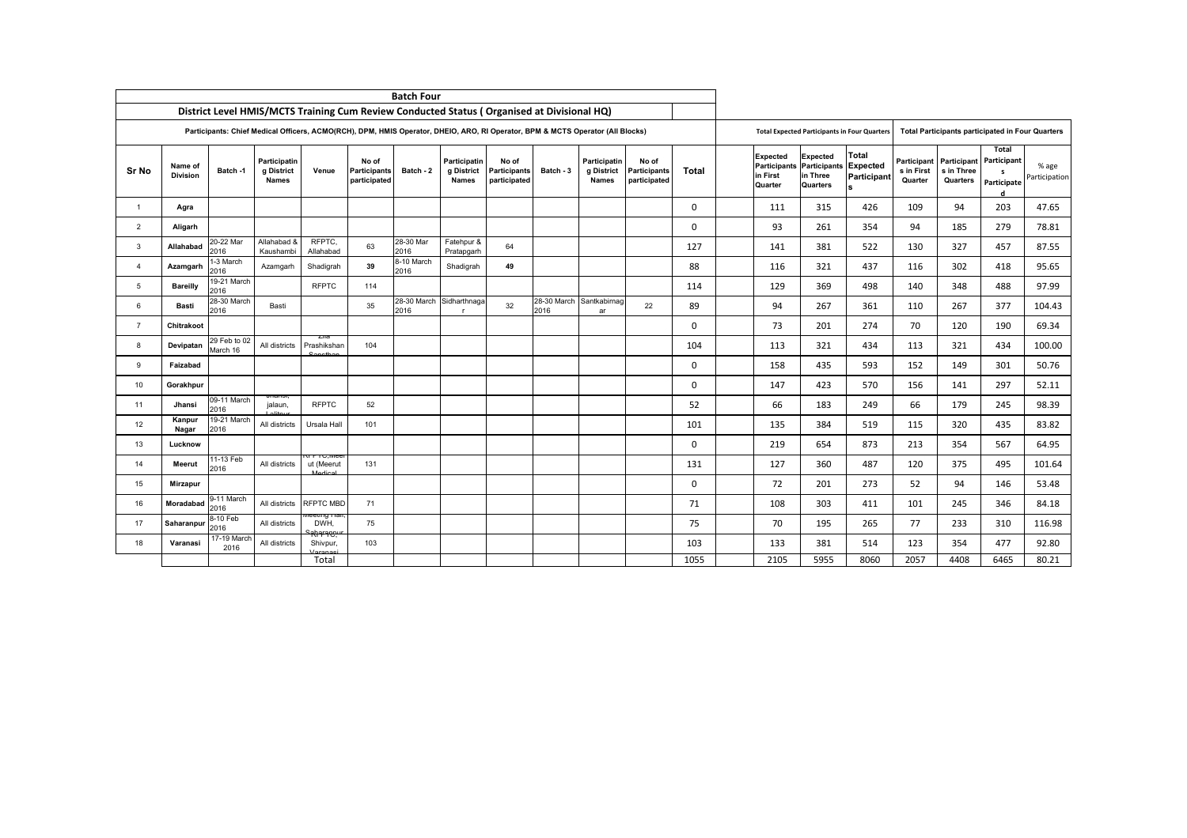| Batch Four | | | | | | | | | | | | | | | | | | | |
|---|---|---|---|---|---|---|---|---|---|---|---|---|---|---|---|---|---|---|---|
| District Level HMIS/MCTS Training Cum Review Conducted Status ( Organised at Divisional HQ) | | | | | | | | | | | | | | | | | | | |
| Participants: Chief Medical Officers, ACMO(RCH), DPM, HMIS Operator, DHEIO, ARO, RI Operator, BPM & MCTS Operator (All Blocks) | | | | | | | | | | | | Total Expected Participants in Four Quarters | | | Total Participants participated in Four Quarters | | | | |
| Sr No | Name of Division | Batch -1 | Participating District Names | Venue | No of Participants participated | Batch - 2 | Participating District Names | No of Participants participated | Batch - 3 | Participating District Names | No of Participants participated | Total | Expected Participants in First Quarter | Expected Participants in Three Quarters | Total Expected Participants | Participants in First Quarter | Participants in Three Quarters | Total Participants Participated | % age Participation |
| 1 | Agra | | | | | | | | | | | 0 | 111 | 315 | 426 | 109 | 94 | 203 | 47.65 |
| 2 | Aligarh | | | | | | | | | | | 0 | 93 | 261 | 354 | 94 | 185 | 279 | 78.81 |
| 3 | Allahabad | 20-22 Mar 2016 | Allahabad & Kaushambi | RFPTC, Allahabad | 63 | 28-30 Mar 2016 | Fatehpur & Pratapgarh | 64 | | | | 127 | 141 | 381 | 522 | 130 | 327 | 457 | 87.55 |
| 4 | Azamgarh | 1-3 March 2016 | Azamgarh | Shadigrah | 39 | 8-10 March 2016 | Shadigrah | 49 | | | | 88 | 116 | 321 | 437 | 116 | 302 | 418 | 95.65 |
| 5 | Bareilly | 19-21 March 2016 | | RFPTC | 114 | | | | | | | 114 | 129 | 369 | 498 | 140 | 348 | 488 | 97.99 |
| 6 | Basti | 28-30 March 2016 | Basti | | 35 | 28-30 March 2016 | Sidharthnagar | 32 | 28-30 March 2016 | Santkabirnagar | 22 | 89 | 94 | 267 | 361 | 110 | 267 | 377 | 104.43 |
| 7 | Chitrakoot | | | | | | | | | | | 0 | 73 | 201 | 274 | 70 | 120 | 190 | 69.34 |
| 8 | Devipatan | 29 Feb to 02 March 16 | All districts | Zila Prashikshan Sansthan | 104 | | | | | | | 104 | 113 | 321 | 434 | 113 | 321 | 434 | 100.00 |
| 9 | Faizabad | | | | | | | | | | | 0 | 158 | 435 | 593 | 152 | 149 | 301 | 50.76 |
| 10 | Gorakhpur | | | | | | | | | | | 0 | 147 | 423 | 570 | 156 | 141 | 297 | 52.11 |
| 11 | Jhansi | 09-11 March 2016 | Jhansi, jalaun, Lalitpur | RFPTC | 52 | | | | | | | 52 | 66 | 183 | 249 | 66 | 179 | 245 | 98.39 |
| 12 | Kanpur Nagar | 19-21 March 2016 | All districts | Ursala Hall | 101 | | | | | | | 101 | 135 | 384 | 519 | 115 | 320 | 435 | 83.82 |
| 13 | Lucknow | | | | | | | | | | | 0 | 219 | 654 | 873 | 213 | 354 | 567 | 64.95 |
| 14 | Meerut | 11-13 Feb 2016 | All districts | RFPTC,Meerut (Meerut Medical | 131 | | | | | | | 131 | 127 | 360 | 487 | 120 | 375 | 495 | 101.64 |
| 15 | Mirzapur | | | | | | | | | | | 0 | 72 | 201 | 273 | 52 | 94 | 146 | 53.48 |
| 16 | Moradabad | 9-11 March 2016 | All districts | RFPTC MBD | 71 | | | | | | | 71 | 108 | 303 | 411 | 101 | 245 | 346 | 84.18 |
| 17 | Saharanpur | 8-10 Feb 2016 | All districts | Meeting Hall, DWH, Saharanpur | 75 | | | | | | | 75 | 70 | 195 | 265 | 77 | 233 | 310 | 116.98 |
| 18 | Varanasi | 17-19 March 2016 | All districts | RFPTC, Shivpur, Varanasi | 103 | | | | | | | 103 | 133 | 381 | 514 | 123 | 354 | 477 | 92.80 |
| | | | | Total | | | | | | | | 1055 | 2105 | 5955 | 8060 | 2057 | 4408 | 6465 | 80.21 |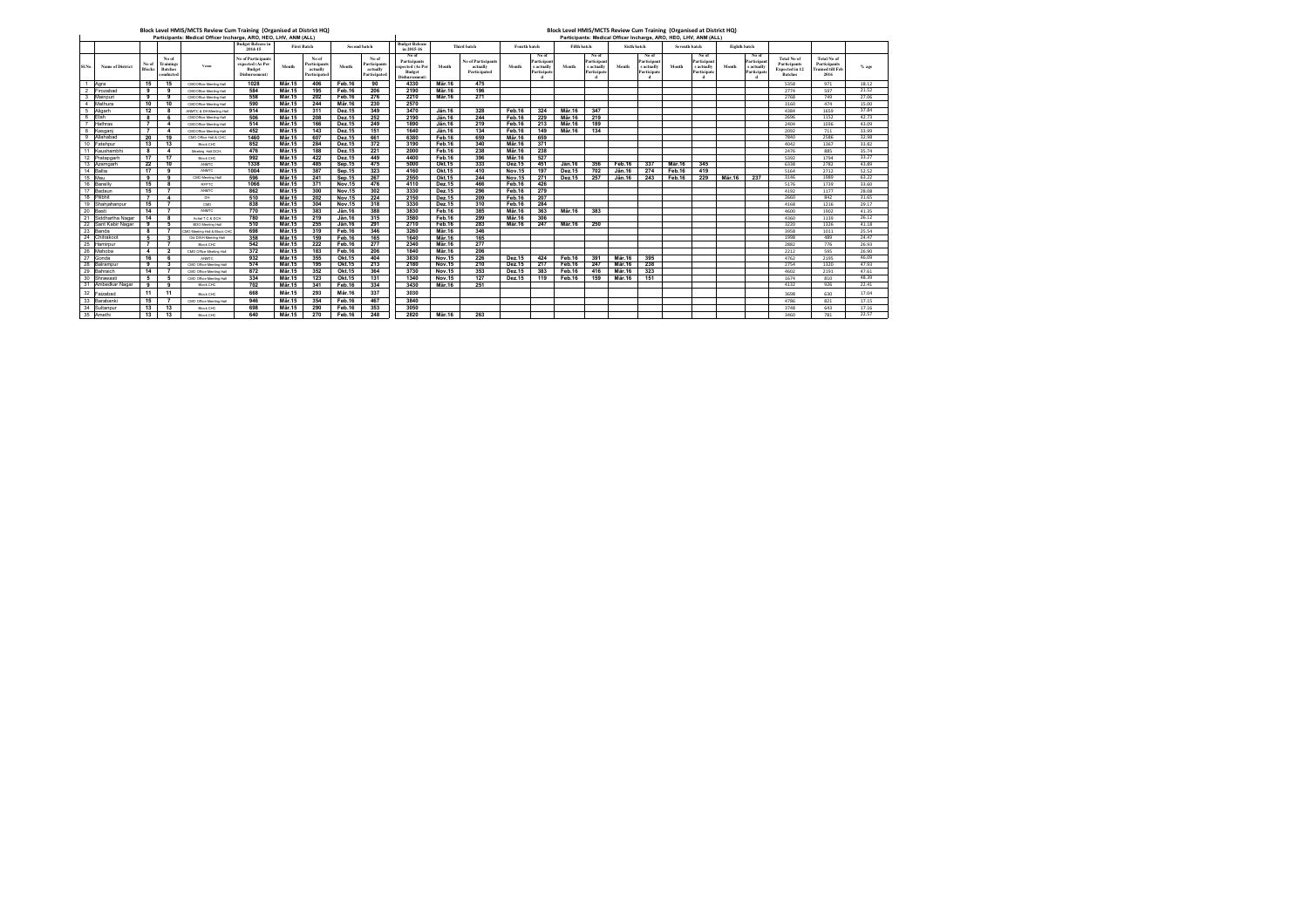## Block Level HMIS/MCTS Review Cum Training (Organised at District HQ)

Participants: Medical Officer Incharge, ARO, HEO, LHV, ANM (ALL)

| Sl.No. | Name of District | No of Blocks | No of Trainings Batches conducted | Venue | Budget Release in 2014-15 No of Participants expected (As Per Budget Disbursement) | First Batch Month | First Batch No of Participants actually Participated | Second batch Month | Second batch No of Participants actually Participated | Budget Release in 2015-16 No of Participants expected (As Per Budget Disbursement) | Third batch Month | Third batch No of Participants actually Participated | Fourth batch Month | Fourth batch No of Participants actually Participated | Fifth batch Month | Fifth batch No of Participants actually Participated | Sixth batch Month | Sixth batch No of Participants actually Participated | Seventh batch Month | Seventh batch No of Participants actually Participated | Eighth batch Month | Eighth batch No of Participants actually Participated | Total No of Participants Expected in 12 Batches | Total No of Participants Trained till Feb 2016 | % age |
|---|---|---|---|---|---|---|---|---|---|---|---|---|---|---|---|---|---|---|---|---|---|---|---|---|---|
| 1 | Agra | 15 | 15 | CMO Office Meeting Hall | 1028 | Mar.15 | 406 | Feb.16 | 90 | 4330 | Mar.16 | 475 | | | | | | | | | | | 5358 | 971 | 18.12 |
| 2 | Firozabad | 9 | 9 | CMO Office Meeting Hall | 584 | Mar.15 | 195 | Feb.16 | 206 | 2190 | Mar.16 | 196 | | | | | | | | | | | 2774 | 597 | 21.52 |
| 3 | Mainpuri | 9 | 9 | CMO Office Meeting Hall | 558 | Mar.15 | 202 | Feb.16 | 276 | 2210 | Mar.16 | 271 | | | | | | | | | | | 2768 | 749 | 27.06 |
| 4 | Mathura | 10 | 10 | CMO Office Meeting Hall | 590 | Mar.15 | 244 | Mar.16 | 230 | 2570 | | | | | | | | | | | | | 3160 | 474 | 15.00 |
| 5 | Aligarh | 12 | 8 | ANMTC & DH Meeting Hall | 914 | Mar.15 | 311 | Dec.15 | 349 | 3470 | Jan.16 | 328 | Feb.16 | 324 | Mar.16 | 347 | | | | | | | 4384 | 1659 | 37.84 |
| 6 | Etah | 8 | 6 | CMO Office Meeting Hall | 506 | Mar.15 | 208 | Dec.15 | 252 | 2190 | Jan.16 | 244 | Feb.16 | 229 | Mar.16 | 219 | | | | | | | 2696 | 1152 | 42.73 |
| 7 | Hathras | 7 | 4 | CMO Office Meeting Hall | 514 | Mar.15 | 166 | Dec.15 | 249 | 1890 | Jan.16 | 219 | Feb.16 | 213 | Mar.16 | 189 | | | | | | | 2404 | 1036 | 43.09 |
| 8 | Kasganj | 7 | 4 | CMO Office Meeting Hall | 452 | Mar.15 | 143 | Dec.15 | 151 | 1640 | Jan.16 | 134 | Feb.16 | 149 | Mar.16 | 134 | | | | | | | 2092 | 711 | 33.99 |
| 9 | Allahabad | 20 | 19 | CMO Office Hall & CHC | 1460 | Mar.15 | 607 | Dec.15 | 661 | 6380 | Feb.16 | 659 | Mar.16 | 659 | | | | | | | | | 7840 | 2586 | 32.98 |
| 10 | Fatehpur | 13 | 13 | Block CHC | 852 | Mar.15 | 284 | Dec.15 | 372 | 3190 | Feb.16 | 340 | Mar.16 | 371 | | | | | | | | | 4042 | 1367 | 33.82 |
| 11 | Kaushambhi | 8 | 4 | Meeting Hall DCH | 476 | Mar.15 | 188 | Dec.15 | 221 | 2000 | Feb.16 | 238 | Mar.16 | 238 | | | | | | | | | 2476 | 885 | 35.74 |
| 12 | Pratapgarh | 17 | 17 | Block CHC | 992 | Mar.15 | 422 | Dec.15 | 449 | 4400 | Feb.16 | 396 | Mar.16 | 527 | | | | | | | | | 5392 | 1794 | 33.27 |
| 13 | Azamgarh | 22 | 10 | ANMTC | 1338 | Mar.15 | 485 | Sep.15 | 475 | 5000 | Oct.15 | 333 | Dec.15 | 451 | Jan.16 | 356 | Feb.16 | 337 | Mar.16 | 345 | | | 6338 | 2782 | 43.89 |
| 14 | Ballia | 17 | 9 | ANMTC | 1004 | Mar.15 | 387 | Sep.15 | 323 | 4160 | Oct.15 | 410 | Nov.15 | 197 | Dec.15 | 702 | Jan.16 | 274 | Feb.16 | 419 | | | 5164 | 2712 | 52.52 |
| 15 | Mau | 9 | 9 | CMO Meeting Hall | 596 | Mar.15 | 241 | Sep.15 | 267 | 2550 | Oct.15 | 244 | Nov.15 | 271 | Dec.15 | 257 | Jan.16 | 243 | Feb.16 | 229 | Mar.16 | 237 | 3146 | 1989 | 63.22 |
| 16 | Bareilly | 15 | 8 | RHFWTC | 1066 | Mar.15 | 371 | Nov.15 | 476 | 4110 | Dec.15 | 466 | Feb.16 | 426 | | | | | | | | | 5176 | 1739 | 33.60 |
| 17 | Badaun | 15 | 7 | ANMTC | 862 | Mar.15 | 300 | Nov.15 | 302 | 3330 | Dec.15 | 296 | Feb.16 | 279 | | | | | | | | | 4192 | 1177 | 28.08 |
| 18 | Pilibhit | 7 | 4 | DH | 510 | Mar.15 | 202 | Nov.15 | 224 | 2150 | Dec.15 | 209 | Feb.16 | 207 | | | | | | | | | 2660 | 842 | 31.65 |
| 19 | Shahjahanpur | 15 | 7 | CMO | 838 | Mar.15 | 304 | Nov.15 | 318 | 3330 | Dec.15 | 310 | Feb.16 | 284 | | | | | | | | | 4168 | 1216 | 29.17 |
| 20 | Basti | 14 | 7 | ANMTC | 770 | Mar.15 | 383 | Jan.16 | 388 | 3830 | Feb.16 | 385 | Mar.16 | 363 | Mar.16 | 383 | | | | | | | 4600 | 1902 | 41.35 |
| 21 | Siddhartha Nagar | 14 | 8 | Achal T C & DCH | 780 | Mar.15 | 219 | Jan.16 | 315 | 3580 | Feb.16 | 299 | Mar.16 | 306 | | | | | | | | | 4360 | 1139 | 26.12 |
| 22 | Sant Kabir Nagar | 9 | 5 | BDO Meeting Hall | 510 | Mar.15 | 255 | Jan.16 | 291 | 2710 | Feb.16 | 283 | Mar.16 | 247 | Mar.16 | 250 | | | | | | | 3220 | 1326 | 41.18 |
| 23 | Banda | 8 | 7 | CMO Meeting Hall & Block CHC | 698 | Mar.15 | 319 | Feb.16 | 346 | 3260 | Mar.16 | 346 | | | | | | | | | | | 3958 | 1011 | 25.54 |
| 24 | Chitrakoot | 5 | 3 | Old DWH Meeting Hall | 358 | Mar.15 | 159 | Feb.16 | 165 | 1640 | Mar.16 | 165 | | | | | | | | | | | 1998 | 489 | 24.47 |
| 25 | Hamirpur | 7 | 7 | Block CHC | 542 | Mar.15 | 222 | Feb.16 | 277 | 2340 | Mar.16 | 277 | | | | | | | | | | | 2882 | 776 | 26.93 |
| 26 | Mahoba | 4 | 2 | CMO Office Meeting Hall | 372 | Mar.15 | 183 | Feb.16 | 206 | 1840 | Mar.16 | 206 | | | | | | | | | | | 2212 | 595 | 26.90 |
| 27 | Gonda | 16 | 6 | ANMTC | 932 | Mar.15 | 355 | Oct.15 | 404 | 3830 | Nov.15 | 226 | Dec.15 | 424 | Feb.16 | 391 | Mar.16 | 395 | | | | | 4762 | 2195 | 46.09 |
| 28 | Balrampur | 9 | 3 | CMO Office Meeting Hall | 574 | Mar.15 | 195 | Oct.15 | 213 | 2180 | Nov.15 | 210 | Dec.15 | 217 | Feb.16 | 247 | Mar.16 | 238 | | | | | 2754 | 1320 | 47.93 |
| 29 | Bahraich | 14 | 7 | CMO Office Meeting Hall | 872 | Mar.15 | 352 | Oct.15 | 364 | 3730 | Nov.15 | 353 | Dec.15 | 383 | Feb.16 | 416 | Mar.16 | 323 | | | | | 4602 | 2191 | 47.61 |
| 30 | Shrawasti | 5 | 5 | CMO Office Meeting Hall | 334 | Mar.15 | 123 | Oct.15 | 131 | 1340 | Nov.15 | 127 | Dec.15 | 119 | Feb.16 | 159 | Mar.16 | 151 | | | | | 1674 | 810 | 48.39 |
| 31 | Ambedkar Nagar | 9 | 9 | Block CHC | 702 | Mar.15 | 341 | Feb.16 | 334 | 3430 | Mar.16 | 251 | | | | | | | | | | | 4132 | 926 | 22.41 |
| 32 | Faizabad | 11 | 11 | Block CHC | 668 | Mar.15 | 293 | Mar.16 | 337 | 3030 | | | | | | | | | | | | | 3698 | 630 | 17.04 |
| 33 | Barabanki | 15 | 7 | CMO Office Meeting Hall | 946 | Mar.15 | 354 | Feb.16 | 467 | 3840 | | | | | | | | | | | | | 4786 | 821 | 17.15 |
| 34 | Sultanpur | 13 | 13 | Block CHC | 698 | Mar.15 | 290 | Feb.16 | 353 | 3050 | | | | | | | | | | | | | 3748 | 643 | 17.16 |
| 35 | Amethi | 13 | 13 | Block CHC | 640 | Mar.15 | 270 | Feb.16 | 248 | 2820 | Mar.16 | 263 | | | | | | | | | | | 3460 | 781 | 22.57 |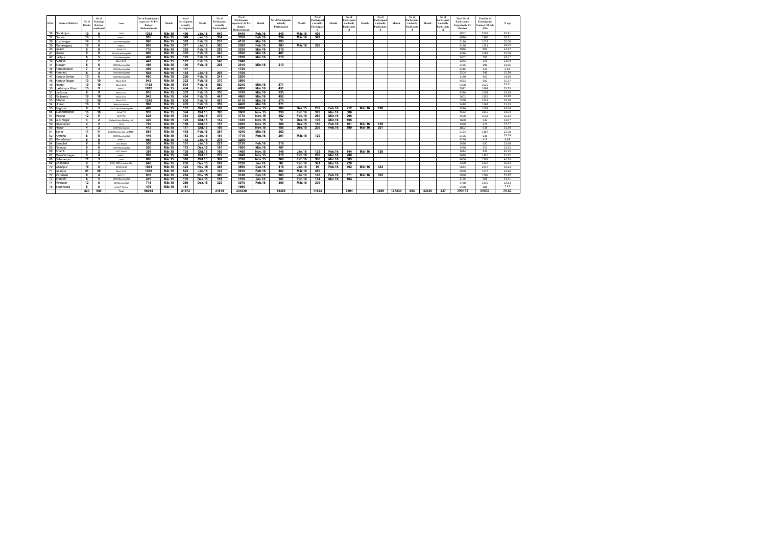| Sl.No. | Name of District | No of Blocks | No of Trainings Batches conducted | Venue | No of Participants expected (As Per Budget Disbursement) | Month | No of Participants actually Participated | Month | No of Participants actually Participated | No of Participants expected (As Per Budget Disbursement) | Month | No of Participants actually Participated | Month | No of Participants actually Participated | Month | No of Participants actually Participated | Month | No of Participants actually Participated | Month | No of Participants actually Participated | Month | No of Participants actually Participated | Total No of Participants Expected in 12 Batches | Total No of Participants Trained till Feb 2016 | % age |
|---|---|---|---|---|---|---|---|---|---|---|---|---|---|---|---|---|---|---|---|---|---|---|---|---|---|
| 36 | Gorakhpur | 19 | 9 | DWH | 1362 | Mär.15 | 499 | Jän.16 | 549 | 5440 | Feb.16 | 549 | Mär.16 | 499 | | | | | | | | | 6802 | 2096 | 30.81 |
| 37 | Deoria | 16 | 5 | ANMTC | 916 | Mär.15 | 349 | Jän.16 | 334 | 3760 | Feb.16 | 334 | Mär.16 | 349 | | | | | | | | | 4676 | 1366 | 29.21 |
| 38 | Kushinagar | 14 | 5 | CMO Meeting Hall | 966 | Mär.15 | 393 | Feb.16 | 237 | 4150 | Mär.16 | 393 | | | | | | | | | | | 5116 | 1023 | 20.00 |
| 39 | Maharajganj | 12 | 6 | ANMTC | 800 | Mär.15 | 317 | Jän.16 | 303 | 3380 | Feb.16 | 303 | Mär.16 | 328 | | | | | | | | | 4180 | 1251 | 29.93 |
| 40 | Jalaun | 9 | 9 | Ashal T.C | 716 | Mär.15 | 325 | Feb.16 | 253 | 3330 | Mär.16 | 319 | | | | | | | | | | | 4046 | 897 | 22.17 |
| 41 | Jhansi | 8 | 8 | TB Hos Meeting Hall | 806 | Mär.15 | 335 | Feb.16 | 343 | 3520 | Mär.16 | 407 | | | | | | | | | | | 4326 | 1085 | 25.08 |
| 42 | Lalitpur | 6 | 5 | CMO Meeting Hall | 492 | Mär.15 | 173 | Feb.16 | 212 | 1910 | Mär.16 | 210 | | | | | | | | | | | 2402 | 595 | 24.77 |
| 43 | Auraiya | 7 | 7 | Block CHC | 442 | Mär.15 | 172 | Feb.16 | 146 | 1840 | | | | | | | | | | | | | 2282 | 318 | 13.94 |
| 44 | Etawah | 8 | 6 | CMO Meeting Hall | 466 | Mär.15 | 190 | Feb.16 | 208 | 2010 | Mär.16 | 210 | | | | | | | | | | | 2476 | 608 | 24.56 |
| 45 | Farrukhabad | 7 | 4 | CMO Meeting Hall | 496 | Mär.15 | 147 | | | 1720 | | | | | | | | | | | | | 2216 | 147 | 6.63 |
| 46 | Kannauj | 8 | 4 | CMO Meeting Hall | 504 | Mär.15 | 143 | Jän.16 | 203 | 1700 | | | | | | | | | | | | | 2204 | 346 | 15.70 |
| 47 | Kanpur Dehat | 10 | 6 | CMO Meeting Hall | 660 | Mär.15 | 226 | Feb.16 | 241 | 2520 | | | | | | | | | | | | | 3180 | 467 | 14.69 |
| 48 | Kanpur Nagar | 10 | 10 | Block CHC | 942 | Mär.15 | 322 | Feb.16 | 370 | 3590 | | | | | | | | | | | | | 4532 | 692 | 15.27 |
| 49 | Hardoi | 19 | 19 | Block CHC | 1168 | Mär.15 | 504 | Feb.16 | 560 | 5240 | Mär.16 | 571 | | | | | | | | | | | 6408 | 1635 | 25.51 |
| 50 | Lakhimpur Kheri | 15 | 9 | ANMTC | 1012 | Mär.15 | 484 | Feb.16 | 468 | 4900 | Mär.16 | 451 | | | | | | | | | | | 5912 | 1403 | 23.73 |
| 51 | Lucknow | 8 | 9 | Block CHC | 816 | Mär.15 | 332 | Feb.16 | 336 | 3510 | Mär.16 | 335 | | | | | | | | | | | 4326 | 1003 | 23.19 |
| 52 | Raibarely | 18 | 18 | Block CHC | 942 | Mär.15 | 464 | Feb.16 | 441 | 4660 | Mär.16 | 450 | | | | | | | | | | | 5602 | 1355 | 24.19 |
| 53 | Sitapur | 19 | 19 | Block CHC | 1240 | Mär.15 | 608 | Feb.16 | 457 | 6110 | Mär.16 | 574 | | | | | | | | | | | 7350 | 1639 | 22.30 |
| 54 | Unnao | 16 | 8 | Nada Auditorium | 968 | Mär.15 | 433 | Feb.16 | 359 | 4460 | Mär.16 | 371 | | | | | | | | | | | 5428 | 1163 | 21.43 |
| 55 | Baghpat | 6 | 3 | CMO Office Meeting Hall | 496 | Mär.15 | 187 | Okt.15 | 169 | 2020 | Nov.15 | 100 | Dez.15 | 232 | Feb.16 | 212 | Mär.16 | 198 | | | | | 2516 | 1098 | 43.64 |
| 56 | Bulandshahar | 16 | 10 | Ashal T.C | 932 | Mär.15 | 324 | Okt.15 | 390 | 3600 | Nov.15 | 338 | Feb.16 | 372 | Mär.16 | 386 | | | | | | | 4532 | 1810 | 39.94 |
| 57 | Meerut | 12 | 5 | RHFPTC | 828 | Mär.15 | 364 | Okt.15 | 376 | 3770 | Nov.15 | 352 | Feb.16 | 250 | Mär.16 | 296 | | | | | | | 4598 | 1638 | 35.62 |
| 58 | G.B.Nagar | 4 | 2 | Kailash Hosp Meeting Hall | 320 | Mär.15 | 125 | Okt.15 | 142 | 1340 | Nov.15 | 70 | Dez.15 | 106 | Mär.16 | 106 | | | | | | | 1660 | 549 | 33.07 |
| 59 | Ghaziabad | 4 | 2 | DCH | 700 | Mär.15 | 188 | Okt.15 | 157 | 2290 | Nov.15 | 166 | Dez.15 | 160 | Feb.16 | 161 | Mär.16 | 139 | | | | | 2990 | 971 | 32.47 |
| 60 | Hapur | 4 | 2 | CMO Meeting Hall | 412 | Mär.15 | 117 | Okt.15 | 199 | 1390 | Nov.15 | 185 | Dez.15 | 206 | Feb.16 | 199 | Mär.16 | 207 | | | | | 1802 | 928 | 51.50 |
| 61 | Bijnor | 11 | 11 | CMO Meeting Hall, ANMTC | 884 | Mär.15 | 418 | Feb.16 | 387 | 4240 | Mär.16 | 362 | | | | | | | | | | | 5124 | 1167 | 22.78 |
| 62 | Amroha | 6 | 5 | CMO Meeting Hall | 446 | Mär.15 | 153 | Jän.16 | 164 | 1710 | Feb.16 | 201 | Mär.16 | 120 | | | | | | | | | 2156 | 638 | 29.59 |
| 63 | Moradabad | 8 | 6 | ANMTC | 960 | Mär.15 | 142 | Jän.16 | 276 | 3290 | | | | | | | | | | | | | 4250 | 418 | 9.84 |
| 64 | Sambhal | 8 | 8 | CHC Behjoi | 550 | Mär.15 | 191 | Jän.16 | 221 | 2120 | Feb.16 | 218 | | | | | | | | | | | 2670 | 630 | 23.60 |
| 65 | Rampur | 6 | 6 | CMO Meeting Hall | 520 | Mär.15 | 173 | Dez.15 | 197 | 1950 | Mär.16 | 187 | | | | | | | | | | | 2470 | 557 | 22.55 |
| 66 | Shamli | 5 | 2 | CHC Shamli | 354 | Mär.15 | 135 | Okt.15 | 165 | 1460 | Nov.15 | 146 | Jän.16 | 123 | Feb.16 | 144 | Mär.16 | 126 | | | | | 1814 | 839 | 46.25 |
| 67 | Muzaffarnagar | 9 | 4 | ANMTC | 990 | Mär.15 | 320 | Okt.15 | 272 | 3640 | Nov.15 | 310 | Feb.16 | 268 | Mär.16 | 280 | | | | | | | 4630 | 1450 | 31.32 |
| 68 | Saharanpur | 11 | 3 | DWH | 896 | Mär.15 | 318 | Okt.15 | 362 | 3510 | Nov.15 | 366 | Feb.16 | 360 | Mär.16 | 385 | | | | | | | 4406 | 1791 | 40.65 |
| 69 | Chandauli | 9 | 7 | DCH, CMO meeting Hall | 640 | Mär.15 | 256 | Dez.15 | 262 | 2720 | Jän.16 | 90 | Feb.16 | 391 | Mär.16 | 228 | | | | | | | 3360 | 1227 | 36.52 |
| 70 | Ghazipur | 16 | 8 | DPMU/NHM | 1094 | Mär.15 | 424 | Nov.15 | 368 | 4550 | Dez.15 | 415 | Jän.16 | 96 | Feb.16 | 492 | Mär.16 | 442 | | | | | 5644 | 2237 | 39.64 |
| 71 | Jaunpur | 21 | 20 | Block CHC | 1350 | Mär.15 | 523 | Jän.16 | 142 | 5610 | Feb.16 | 462 | Mär.16 | 450 | | | | | | | | | 6960 | 1577 | 22.66 |
| 72 | Varanasi | 8 | 4 | RFPTC | 810 | Mär.15 | 284 | Nov.15 | 300 | 3140 | Dez.15 | 283 | Jän.16 | 146 | Feb.16 | 371 | Mär.16 | 322 | | | | | 3950 | 1706 | 43.19 |
| 73 | Bhadohi | 6 | 5 | CMO Meeting Hall | 416 | Mär.15 | 165 | Dez.15 | 191 | 1760 | Jän.16 | 187 | Feb.16 | 174 | Mär.16 | 184 | | | | | | | 2176 | 901 | 41.41 |
| 74 | Mirzapur | 12 | 8 | DH Meeting Hall | 718 | Mär.15 | 289 | Dez.15 | 329 | 3070 | Feb.16 | 309 | Mär.16 | 309 | | | | | | | | | 3788 | 1236 | 32.63 |
| 75 | Sonbhadra | 8 | 8 | Ashal T Centre | 478 | Mär.15 | 181 | | | 1960 | | | | | | | | | | | | | 2438 | 181 | 7.42 |
| | | 820 | 580 | Total | 56044 | | 21672 | | 21819 | 234430 | | 19383 | | 11823 | | 7494 | | 3395 | 127234 | 993 | 42430 | 237 | 290474 | 86631 | 29.82 |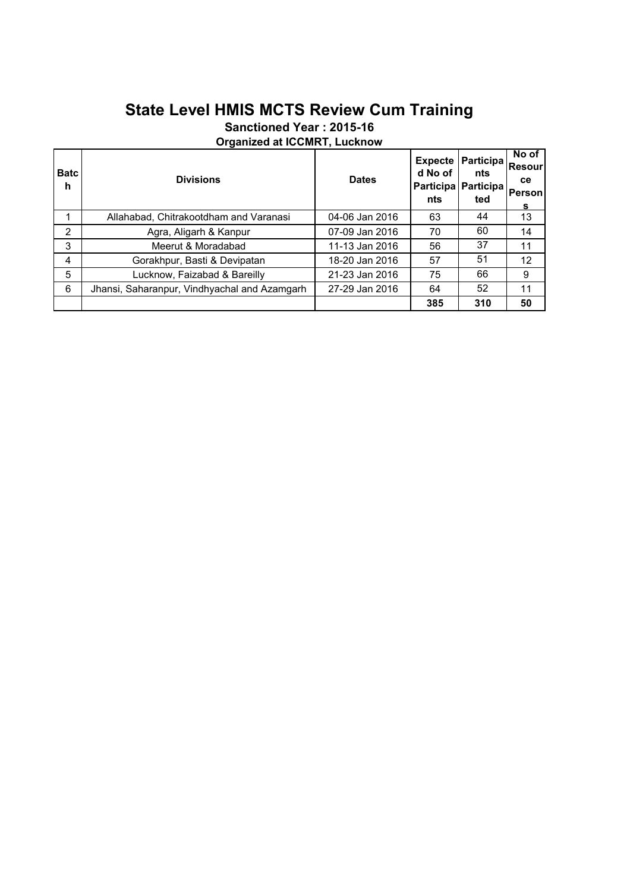# State Level HMIS MCTS Review Cum Training

**Sanctioned Year : 2015-16**

**Organized at ICCMRT, Lucknow**

| Batch | Divisions | Dates | Expected No of Participants | Participants Participated | No of Resource Persons |
|---|---|---|---|---|---|
| 1 | Allahabad, Chitrakootdham and Varanasi | 04-06 Jan 2016 | 63 | 44 | 13 |
| 2 | Agra, Aligarh & Kanpur | 07-09 Jan 2016 | 70 | 60 | 14 |
| 3 | Meerut & Moradabad | 11-13 Jan 2016 | 56 | 37 | 11 |
| 4 | Gorakhpur, Basti & Devipatan | 18-20 Jan 2016 | 57 | 51 | 12 |
| 5 | Lucknow, Faizabad & Bareilly | 21-23 Jan 2016 | 75 | 66 | 9 |
| 6 | Jhansi, Saharanpur, Vindhyachal and Azamgarh | 27-29 Jan 2016 | 64 | 52 | 11 |
| | | | **385** | **310** | **50** |